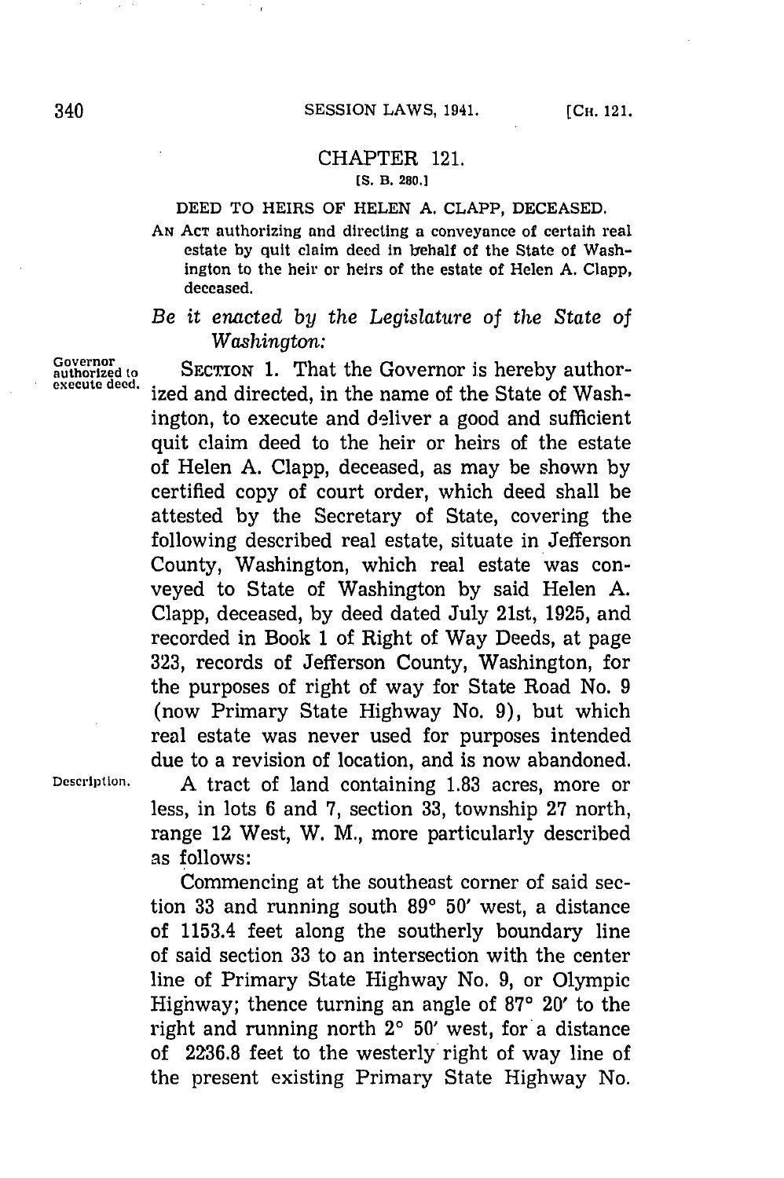## CHAPTER 121.

[S. B. 280.]

DEED TO HEIRS OF HELEN A. CLAPP, DECEASED.

AN ACT authorizing and directing a conveyance of certain real estate by quit claim deed in behalf of the State of Washington to the heir or heirs of the estate of Helen A. Clapp, deceased.

*Be it enacted by the Legislature of the State of Washington:*

Governor authorized to execute deed.

SECTION 1. That the Governor is hereby authorized and directed, in the name of the State of Washington, to execute and deliver a good and sufficient quit claim deed to the heir or heirs of the estate of Helen A. Clapp, deceased, as may be shown by certified copy of court order, which deed shall be attested by the Secretary of State, covering the following described real estate, situate in Jefferson County, Washington, which real estate was conveyed to State of Washington by said Helen A. Clapp, deceased, by deed dated July 21st, 1925, and recorded in Book 1 of Right of Way Deeds, at page 323, records of Jefferson County, Washington, for the purposes of right of way for State Road No. 9 (now Primary State Highway No. 9), but which real estate was never used for purposes intended due to a revision of location, and is now abandoned.

Description.

A tract of land containing 1.83 acres, more or less, in lots 6 and 7, section 33, township 27 north, range 12 West, W. M., more particularly described as follows:

Commencing at the southeast corner of said section 33 and running south 89° 50′ west, a distance of 1153.4 feet along the southerly boundary line of said section 33 to an intersection with the center line of Primary State Highway No. 9, or Olympic Highway; thence turning an angle of 87° 20′ to the right and running north 2° 50′ west, for a distance of 2236.8 feet to the westerly right of way line of the present existing Primary State Highway No.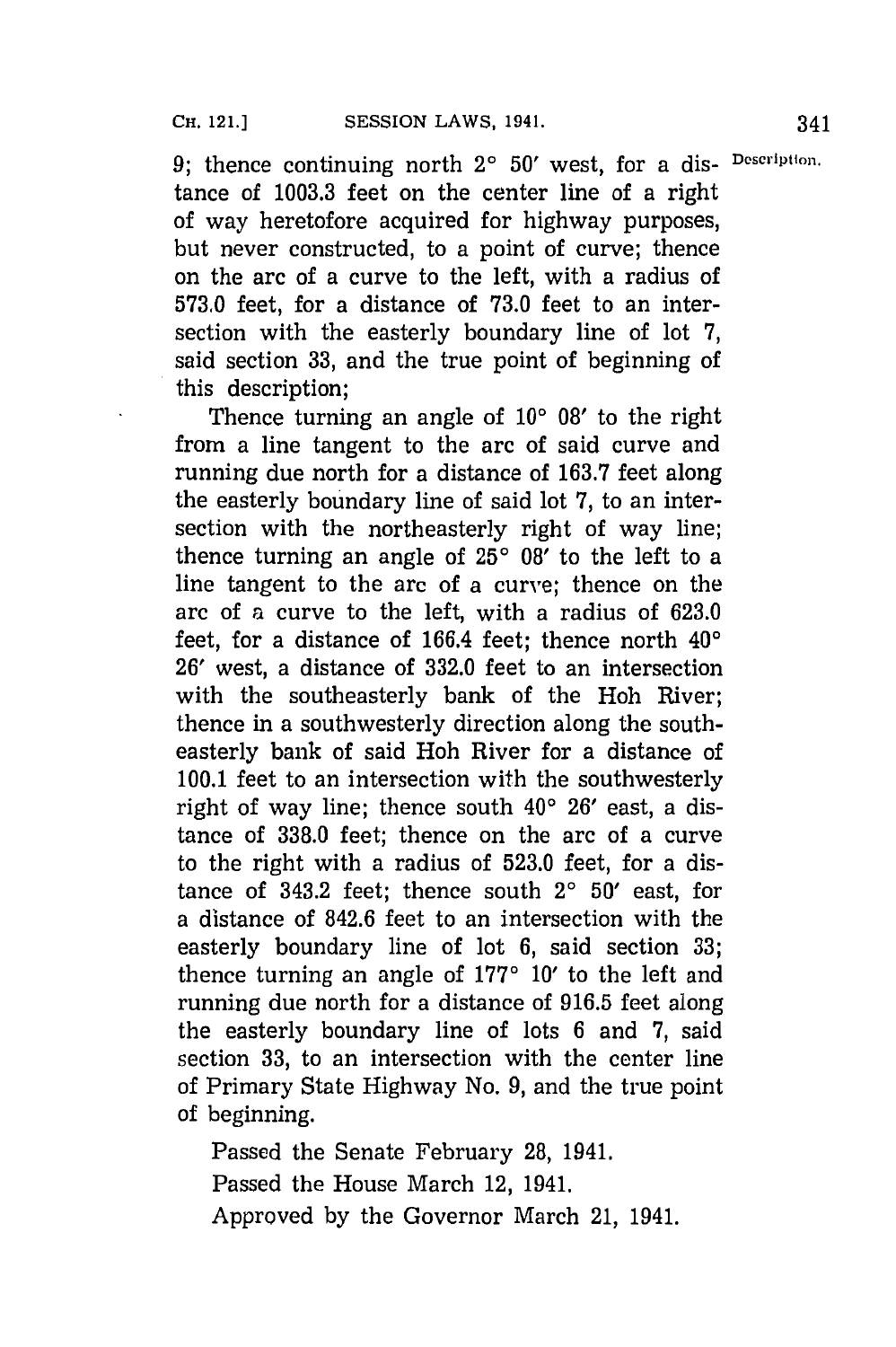9; thence continuing north 2° 50′ west, for a distance of 1003.3 feet on the center line of a right of way heretofore acquired for highway purposes, but never constructed, to a point of curve; thence on the arc of a curve to the left, with a radius of 573.0 feet, for a distance of 73.0 feet to an intersection with the easterly boundary line of lot 7, said section 33, and the true point of beginning of this description;

Description.

Thence turning an angle of 10° 08′ to the right from a line tangent to the arc of said curve and running due north for a distance of 163.7 feet along the easterly boundary line of said lot 7, to an intersection with the northeasterly right of way line; thence turning an angle of 25° 08′ to the left to a line tangent to the arc of a curve; thence on the arc of a curve to the left, with a radius of 623.0 feet, for a distance of 166.4 feet; thence north 40° 26′ west, a distance of 332.0 feet to an intersection with the southeasterly bank of the Hoh River; thence in a southwesterly direction along the southeasterly bank of said Hoh River for a distance of 100.1 feet to an intersection with the southwesterly right of way line; thence south 40° 26′ east, a distance of 338.0 feet; thence on the arc of a curve to the right with a radius of 523.0 feet, for a distance of 343.2 feet; thence south 2° 50′ east, for a distance of 842.6 feet to an intersection with the easterly boundary line of lot 6, said section 33; thence turning an angle of 177° 10′ to the left and running due north for a distance of 916.5 feet along the easterly boundary line of lots 6 and 7, said section 33, to an intersection with the center line of Primary State Highway No. 9, and the true point of beginning.

Passed the Senate February 28, 1941.

Passed the House March 12, 1941.

Approved by the Governor March 21, 1941.